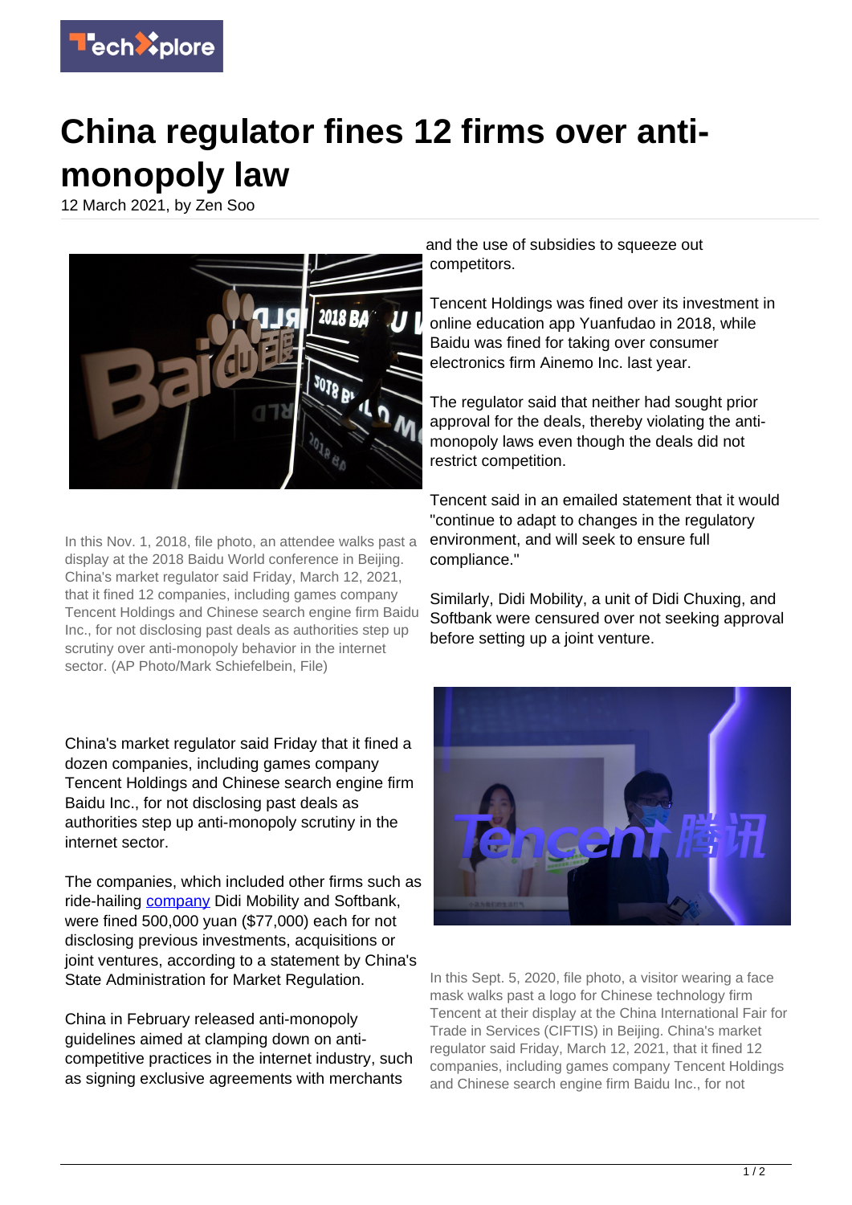# China regulator fines 12 firms over anti-monopoly law

12 March 2021, by Zen Soo

In this Nov. 1, 2018, file photo, an attendee walks past a display at the 2018 Baidu World conference in Beijing. China's market regulator said Friday, March 12, 2021, that it fined 12 companies, including games company Tencent Holdings and Chinese search engine firm Baidu Inc., for not disclosing past deals as authorities step up scrutiny over anti-monopoly behavior in the internet sector. (AP Photo/Mark Schiefelbein, File)

China's market regulator said Friday that it fined a dozen companies, including games company Tencent Holdings and Chinese search engine firm Baidu Inc., for not disclosing past deals as authorities step up anti-monopoly scrutiny in the internet sector.

The companies, which included other firms such as ride-hailing company Didi Mobility and Softbank, were fined 500,000 yuan ($77,000) each for not disclosing previous investments, acquisitions or joint ventures, according to a statement by China's State Administration for Market Regulation.

China in February released anti-monopoly guidelines aimed at clamping down on anti-competitive practices in the internet industry, such as signing exclusive agreements with merchants and the use of subsidies to squeeze out competitors.

Tencent Holdings was fined over its investment in online education app Yuanfudao in 2018, while Baidu was fined for taking over consumer electronics firm Ainemo Inc. last year.

The regulator said that neither had sought prior approval for the deals, thereby violating the anti-monopoly laws even though the deals did not restrict competition.

Tencent said in an emailed statement that it would "continue to adapt to changes in the regulatory environment, and will seek to ensure full compliance."

Similarly, Didi Mobility, a unit of Didi Chuxing, and Softbank were censured over not seeking approval before setting up a joint venture.

In this Sept. 5, 2020, file photo, a visitor wearing a face mask walks past a logo for Chinese technology firm Tencent at their display at the China International Fair for Trade in Services (CIFTIS) in Beijing. China's market regulator said Friday, March 12, 2021, that it fined 12 companies, including games company Tencent Holdings and Chinese search engine firm Baidu Inc., for not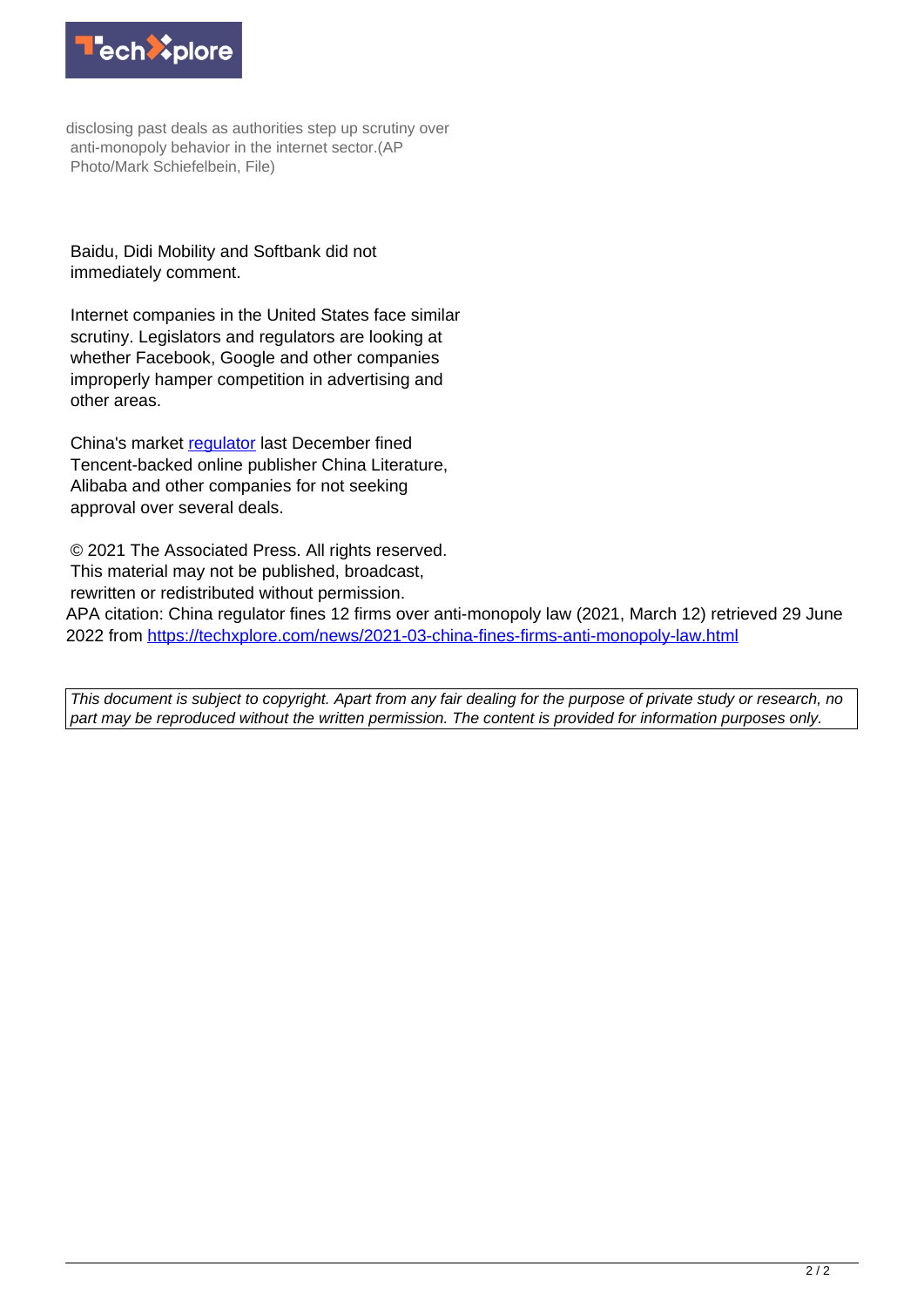disclosing past deals as authorities step up scrutiny over anti-monopoly behavior in the internet sector.(AP Photo/Mark Schiefelbein, File)

Baidu, Didi Mobility and Softbank did not immediately comment.

Internet companies in the United States face similar scrutiny. Legislators and regulators are looking at whether Facebook, Google and other companies improperly hamper competition in advertising and other areas.

China's market regulator last December fined Tencent-backed online publisher China Literature, Alibaba and other companies for not seeking approval over several deals.

© 2021 The Associated Press. All rights reserved. This material may not be published, broadcast, rewritten or redistributed without permission.

APA citation: China regulator fines 12 firms over anti-monopoly law (2021, March 12) retrieved 29 June 2022 from https://techxplore.com/news/2021-03-china-fines-firms-anti-monopoly-law.html

*This document is subject to copyright. Apart from any fair dealing for the purpose of private study or research, no part may be reproduced without the written permission. The content is provided for information purposes only.*